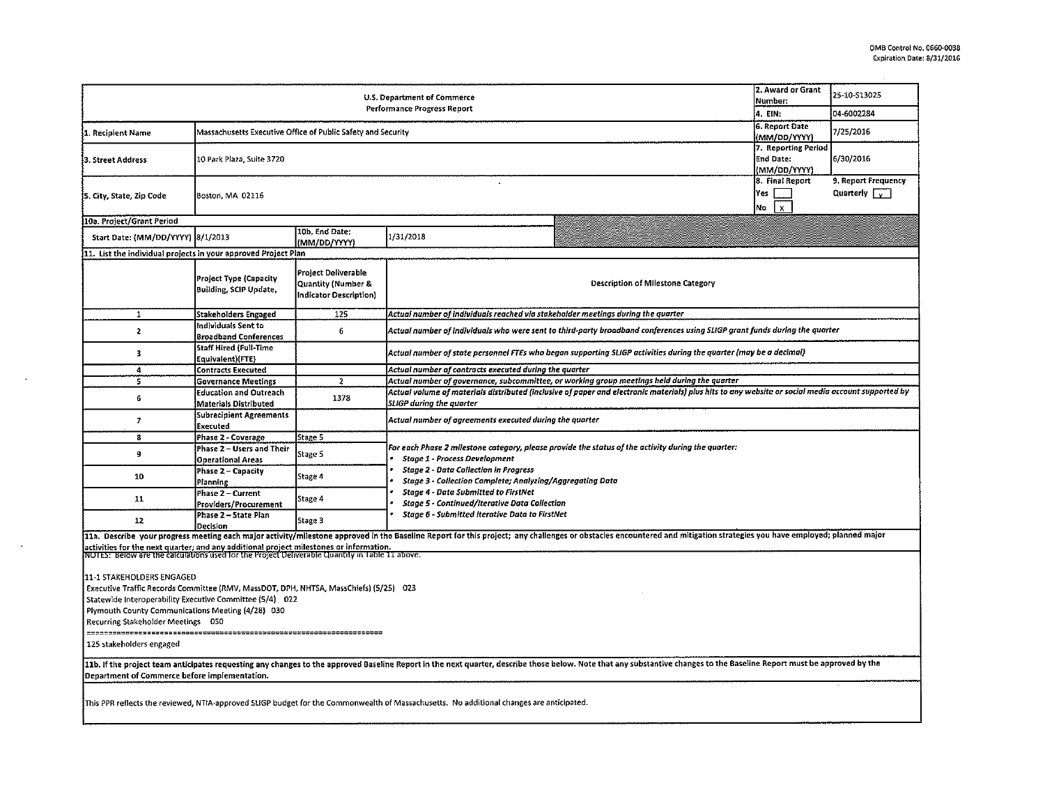OMB Control No. 0660-0038
Expiration Date: 8/31/2016

| U.S. Department of Commerce<br>Performance Progress Report | | | | 2. Award or Grant Number: | 25-10-S13025 |
|---|---|---|---|---|---|
| | | | | 4. EIN: | 04-6002284 |
| 1. Recipient Name | Massachusetts Executive Office of Public Safety and Security | | | 6. Report Date (MM/DD/YYYY) | 7/25/2016 |
| 3. Street Address | 10 Park Plaza, Suite 3720 | | | 7. Reporting Period End Date: (MM/DD/YYYY) | 6/30/2016 |
| 5. City, State, Zip Code | Boston, MA 02116 | | | 8. Final Report Yes [ ] No [x] | 9. Report Frequency Quarterly [x] |
| 10a. Project/Grant Period | | | | | |
| Start Date: (MM/DD/YYYY) | 8/1/2013 | 10b. End Date: (MM/DD/YYYY) | 1/31/2018 | | |

**11. List the individual projects in your approved Project Plan**

| | Project Type (Capacity Building, SCIP Update, | Project Deliverable Quantity (Number & Indicator Description) | Description of Milestone Category |
|---|---|---|---|
| 1 | Stakeholders Engaged | 125 | *Actual number of individuals reached via stakeholder meetings during the quarter* |
| 2 | Individuals Sent to Broadband Conferences | 6 | *Actual number of individuals who were sent to third-party broadband conferences using SLIGP grant funds during the quarter* |
| 3 | Staff Hired (Full-Time Equivalent)(FTE) | | *Actual number of state personnel FTEs who began supporting SLIGP activities during the quarter (may be a decimal)* |
| 4 | Contracts Executed | | *Actual number of contracts executed during the quarter* |
| 5 | Governance Meetings | 2 | *Actual number of governance, subcommittee, or working group meetings held during the quarter* |
| 6 | Education and Outreach Materials Distributed | 1378 | *Actual volume of materials distributed (inclusive of paper and electronic materials) plus hits to any website or social media account supported by SLIGP during the quarter* |
| 7 | Subrecipient Agreements Executed | | *Actual number of agreements executed during the quarter* |
| 8 | Phase 2 - Coverage | Stage 5 | *For each Phase 2 milestone category, please provide the status of the activity during the quarter:*<br>• *Stage 1 - Process Development*<br>• *Stage 2 - Data Collection in Progress*<br>• *Stage 3 - Collection Complete; Analyzing/Aggregating Data*<br>• *Stage 4 - Data Submitted to FirstNet*<br>• *Stage 5 - Continued/Iterative Data Collection*<br>• *Stage 6 - Submitted Iterative Data to FirstNet* |
| 9 | Phase 2 – Users and Their Operational Areas | Stage 5 | |
| 10 | Phase 2 – Capacity Planning | Stage 4 | |
| 11 | Phase 2 – Current Providers/Procurement | Stage 4 | |
| 12 | Phase 2 – State Plan Decision | Stage 3 | |

**11a. Describe your progress meeting each major activity/milestone approved in the Baseline Report for this project; any challenges or obstacles encountered and mitigation strategies you have employed; planned major activities for the next quarter; and any additional project milestones or information.**

NOTES: Below are the calculations used for the Project Deliverable Quantity in Table 11 above.

11-1 STAKEHOLDERS ENGAGED
Executive Traffic Records Committee (RMV, MassDOT, DPH, NHTSA, MassChiefs) (5/25) 023
Statewide Interoperability Executive Committee (5/4) 022
Plymouth County Communications Meeting (4/28) 030
Recurring Stakeholder Meetings 050
=====================================================================
125 stakeholders engaged

**11b. If the project team anticipates requesting any changes to the approved Baseline Report in the next quarter, describe those below. Note that any substantive changes to the Baseline Report must be approved by the Department of Commerce before implementation.**

This PPR reflects the reviewed, NTIA-approved SLIGP budget for the Commonwealth of Massachusetts. No additional changes are anticipated.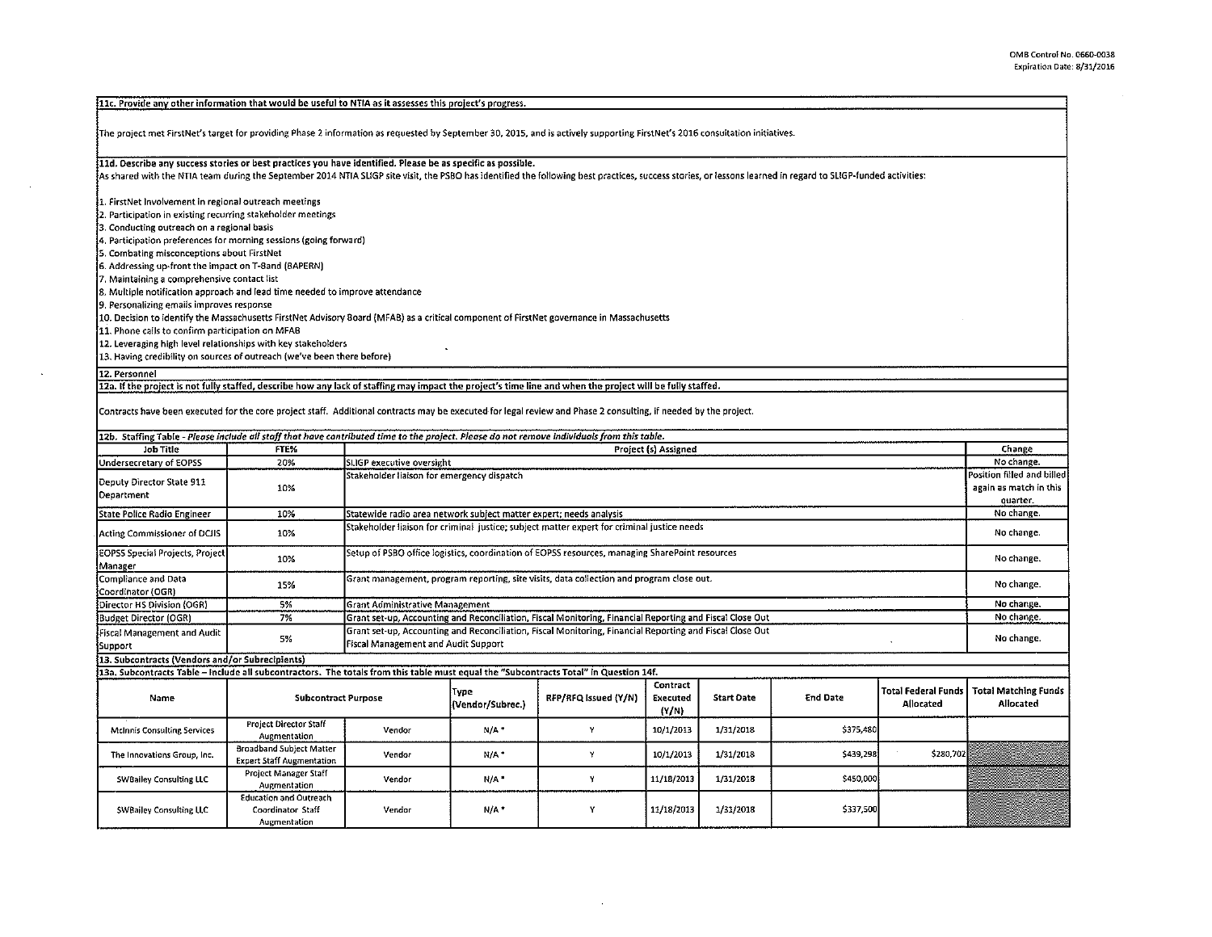**11c. Provide any other information that would be useful to NTIA as it assesses this project's progress.**

The project met FirstNet's target for providing Phase 2 information as requested by September 30, 2015, and is actively supporting FirstNet's 2016 consultation initiatives.

**11d. Describe any success stories or best practices you have identified. Please be as specific as possible.**

As shared with the NTIA team during the September 2014 NTIA SLIGP site visit, the PSBO has identified the following best practices, success stories, or lessons learned in regard to SLIGP-funded activities:

1. FirstNet Involvement in regional outreach meetings
2. Participation in existing recurring stakeholder meetings
3. Conducting outreach on a regional basis
4. Participation preferences for morning sessions (going forward)
5. Combating misconceptions about FirstNet
6. Addressing up-front the impact on T-Band (BAPERN)
7. Maintaining a comprehensive contact list
8. Multiple notification approach and lead time needed to improve attendance
9. Personalizing emails improves response
10. Decision to identify the Massachusetts FirstNet Advisory Board (MFAB) as a critical component of FirstNet governance in Massachusetts
11. Phone calls to confirm participation on MFAB
12. Leveraging high level relationships with key stakeholders
13. Having credibility on sources of outreach (we've been there before)

**12. Personnel**

**12a. If the project is not fully staffed, describe how any lack of staffing may impact the project's time line and when the project will be fully staffed.**

Contracts have been executed for the core project staff. Additional contracts may be executed for legal review and Phase 2 consulting, if needed by the project.

**12b. Staffing Table** - *Please include all staff that have contributed time to the project. Please do not remove individuals from this table.*

| Job Title | FTE% | Project (s) Assigned | Change |
|---|---|---|---|
| Undersecretary of EOPSS | 20% | SLIGP executive oversight | No change. |
| Deputy Director State 911 Department | 10% | Stakeholder liaison for emergency dispatch | Position filled and billed again as match in this quarter. |
| State Police Radio Engineer | 10% | Statewide radio area network subject matter expert; needs analysis | No change. |
| Acting Commissioner of DCJIS | 10% | Stakeholder liaison for criminal justice; subject matter expert for criminal justice needs | No change. |
| EOPSS Special Projects, Project Manager | 10% | Setup of PSBO office logistics, coordination of EOPSS resources, managing SharePoint resources | No change. |
| Compliance and Data Coordinator (OGR) | 15% | Grant management, program reporting, site visits, data collection and program close out. | No change. |
| Director HS Division (OGR) | 5% | Grant Administrative Management | No change. |
| Budget Director (OGR) | 7% | Grant set-up, Accounting and Reconciliation, Fiscal Monitoring, Financial Reporting and Fiscal Close Out | No change. |
| Fiscal Management and Audit Support | 5% | Grant set-up, Accounting and Reconciliation, Fiscal Monitoring, Financial Reporting and Fiscal Close Out Fiscal Management and Audit Support | No change. |

**13. Subcontracts (Vendors and/or Subrecipients)**

**13a. Subcontracts Table – Include all subcontractors. The totals from this table must equal the "Subcontracts Total" in Question 14f.**

| Name | Subcontract Purpose | | Type (Vendor/Subrec.) | RFP/RFQ Issued (Y/N) | Contract Executed (Y/N) | Start Date | End Date | Total Federal Funds Allocated | Total Matching Funds Allocated |
|---|---|---|---|---|---|---|---|---|---|
| McInnis Consulting Services | Project Director Staff Augmentation | Vendor | N/A * | Y | 10/1/2013 | 1/31/2018 | $375,480 | | |
| The Innovations Group, Inc. | Broadband Subject Matter Expert Staff Augmentation | Vendor | N/A * | Y | 10/1/2013 | 1/31/2018 | $439,298 | $280,702 | |
| SWBailey Consulting LLC | Project Manager Staff Augmentation | Vendor | N/A * | Y | 11/18/2013 | 1/31/2018 | $450,000 | | |
| SWBailey Consulting LLC | Education and Outreach Coordinator Staff Augmentation | Vendor | N/A * | Y | 11/18/2013 | 1/31/2018 | $337,500 | | |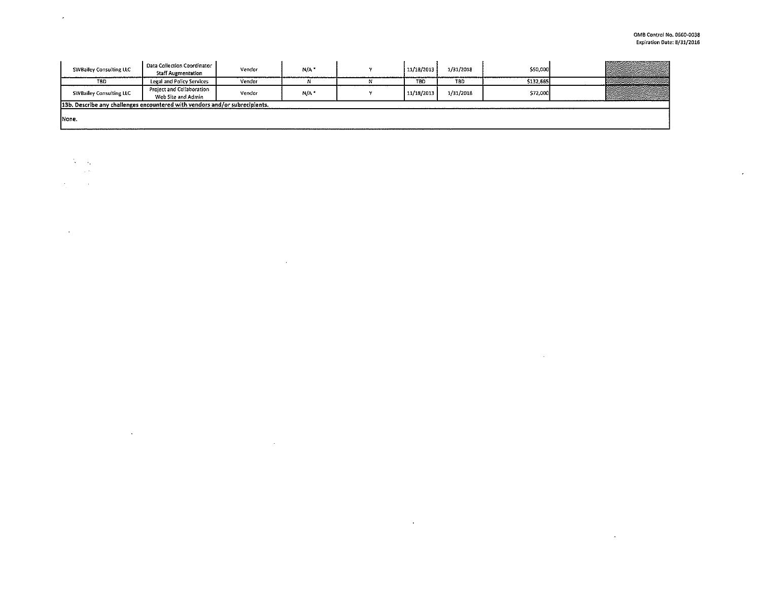| | | | | | | | | | |
|---|---|---|---|---|---|---|---|---|---|
| SWBailey Consulting LLC | Data Collection Coordinator Staff Augmentation | Vendor | N/A * | Y | 11/18/2013 | 1/31/2018 | $50,000 | | |
| TBD | Legal and Policy Services | Vendor | N | N | TBD | TBD | $132,665 | | |
| SWBailey Consulting LLC | Project and Collaboration Web Site and Admin | Vendor | N/A * | Y | 11/18/2013 | 1/31/2018 | $72,000 | | |

**13b. Describe any challenges encountered with vendors and/or subrecipients.**

None.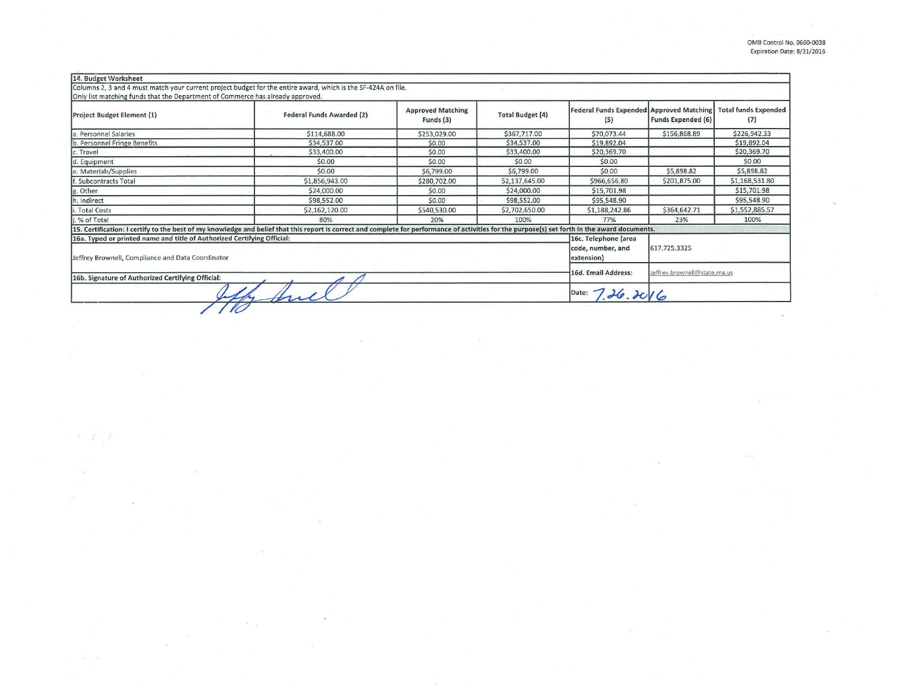OMB Control No. 0660-0038
Expiration Date: 8/31/2016

**14. Budget Worksheet**

Columns 2, 3 and 4 must match your current project budget for the entire award, which is the SF-424A on file.
Only list matching funds that the Department of Commerce has already approved.

| Project Budget Element (1) | Federal Funds Awarded (2) | Approved Matching Funds (3) | Total Budget (4) | Federal Funds Expended (5) | Approved Matching Funds Expended (6) | Total funds Expended (7) |
|---|---|---|---|---|---|---|
| a. Personnel Salaries | $114,688.00 | $253,029.00 | $367,717.00 | $70,073.44 | $156,868.89 | $226,942.33 |
| b. Personnel Fringe Benefits | $34,537.00 | $0.00 | $34,537.00 | $19,892.04 | | $19,892.04 |
| c. Travel | $33,400.00 | $0.00 | $33,400.00 | $20,369.70 | | $20,369.70 |
| d. Equipment | $0.00 | $0.00 | $0.00 | $0.00 | | $0.00 |
| e. Materials/Supplies | $0.00 | $6,799.00 | $6,799.00 | $0.00 | $5,898.82 | $5,898.82 |
| f. Subcontracts Total | $1,856,943.00 | $280,702.00 | $2,137,645.00 | $966,656.80 | $201,875.00 | $1,168,531.80 |
| g. Other | $24,000.00 | $0.00 | $24,000.00 | $15,701.98 | | $15,701.98 |
| h. Indirect | $98,552.00 | $0.00 | $98,552.00 | $95,548.90 | | $95,548.90 |
| i. Total Costs | $2,162,120.00 | $540,530.00 | $2,702,650.00 | $1,188,242.86 | $364,642.71 | $1,552,885.57 |
| j. % of Total | 80% | 20% | 100% | 77% | 23% | 100% |

**15. Certification: I certify to the best of my knowledge and belief that this report is correct and complete for performance of activities for the purpose(s) set forth in the award documents.**

| | | |
|---|---|---|
| **16a. Typed or printed name and title of Authorized Certifying Official:** Jeffrey Brownell, Compliance and Data Coordinator | 16c. Telephone (area code, number, and extension) | 617.725.3325 |
| **16b. Signature of Authorized Certifying Official:** [signature] | 16d. Email Address: | jeffrey.brownell@state.ma.us |
| | Date: 7.26.2016 | |